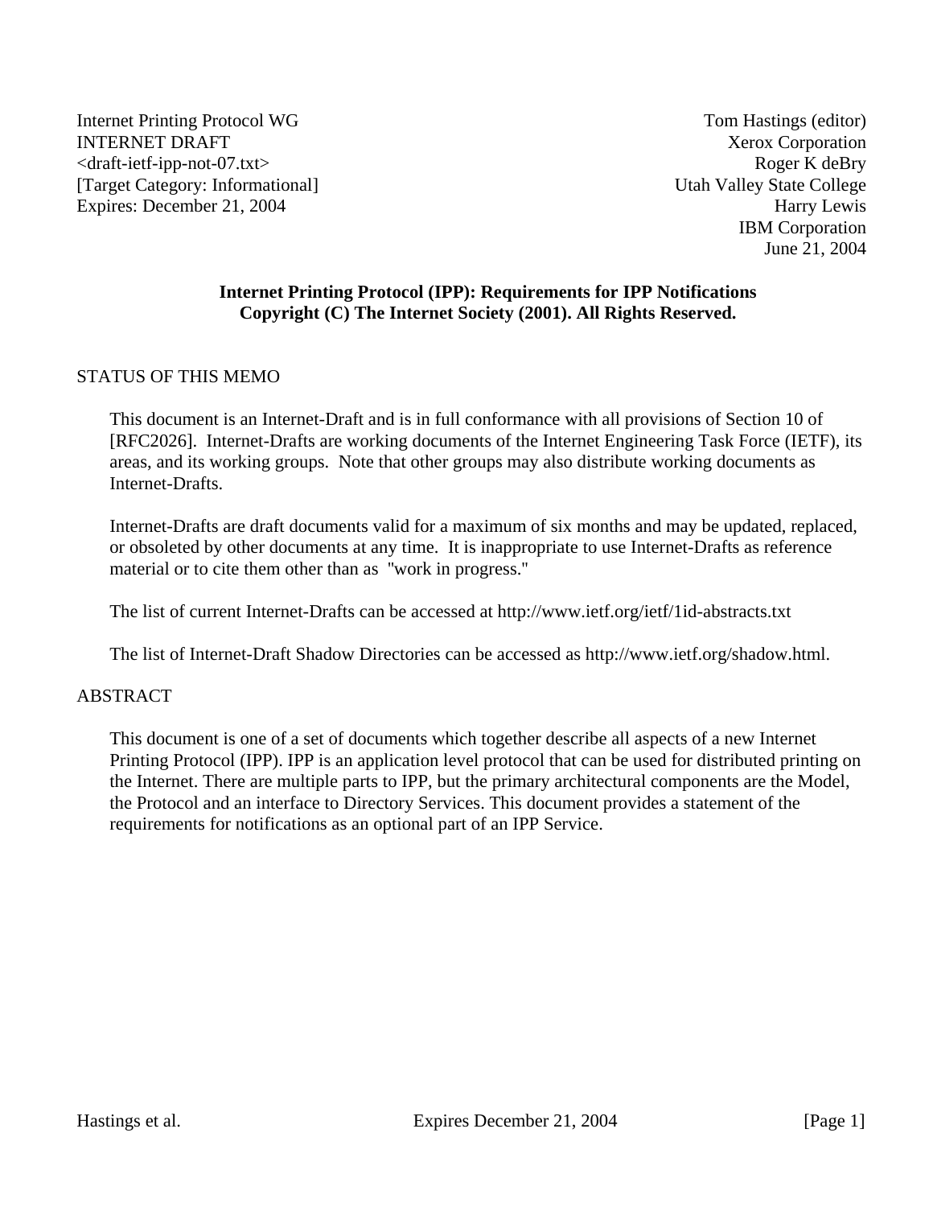Internet Printing Protocol WG
INTERNET DRAFT
<draft-ietf-ipp-not-07.txt>
[Target Category: Informational]
Expires: December 21, 2004

Tom Hastings (editor)
Xerox Corporation
Roger K deBry
Utah Valley State College
Harry Lewis
IBM Corporation
June 21, 2004

# Internet Printing Protocol (IPP): Requirements for IPP Notifications

**Copyright (C) The Internet Society (2001). All Rights Reserved.**

## STATUS OF THIS MEMO

This document is an Internet-Draft and is in full conformance with all provisions of Section 10 of [RFC2026]. Internet-Drafts are working documents of the Internet Engineering Task Force (IETF), its areas, and its working groups. Note that other groups may also distribute working documents as Internet-Drafts.

Internet-Drafts are draft documents valid for a maximum of six months and may be updated, replaced, or obsoleted by other documents at any time. It is inappropriate to use Internet-Drafts as reference material or to cite them other than as "work in progress."

The list of current Internet-Drafts can be accessed at http://www.ietf.org/ietf/1id-abstracts.txt

The list of Internet-Draft Shadow Directories can be accessed as http://www.ietf.org/shadow.html.

## ABSTRACT

This document is one of a set of documents which together describe all aspects of a new Internet Printing Protocol (IPP). IPP is an application level protocol that can be used for distributed printing on the Internet. There are multiple parts to IPP, but the primary architectural components are the Model, the Protocol and an interface to Directory Services. This document provides a statement of the requirements for notifications as an optional part of an IPP Service.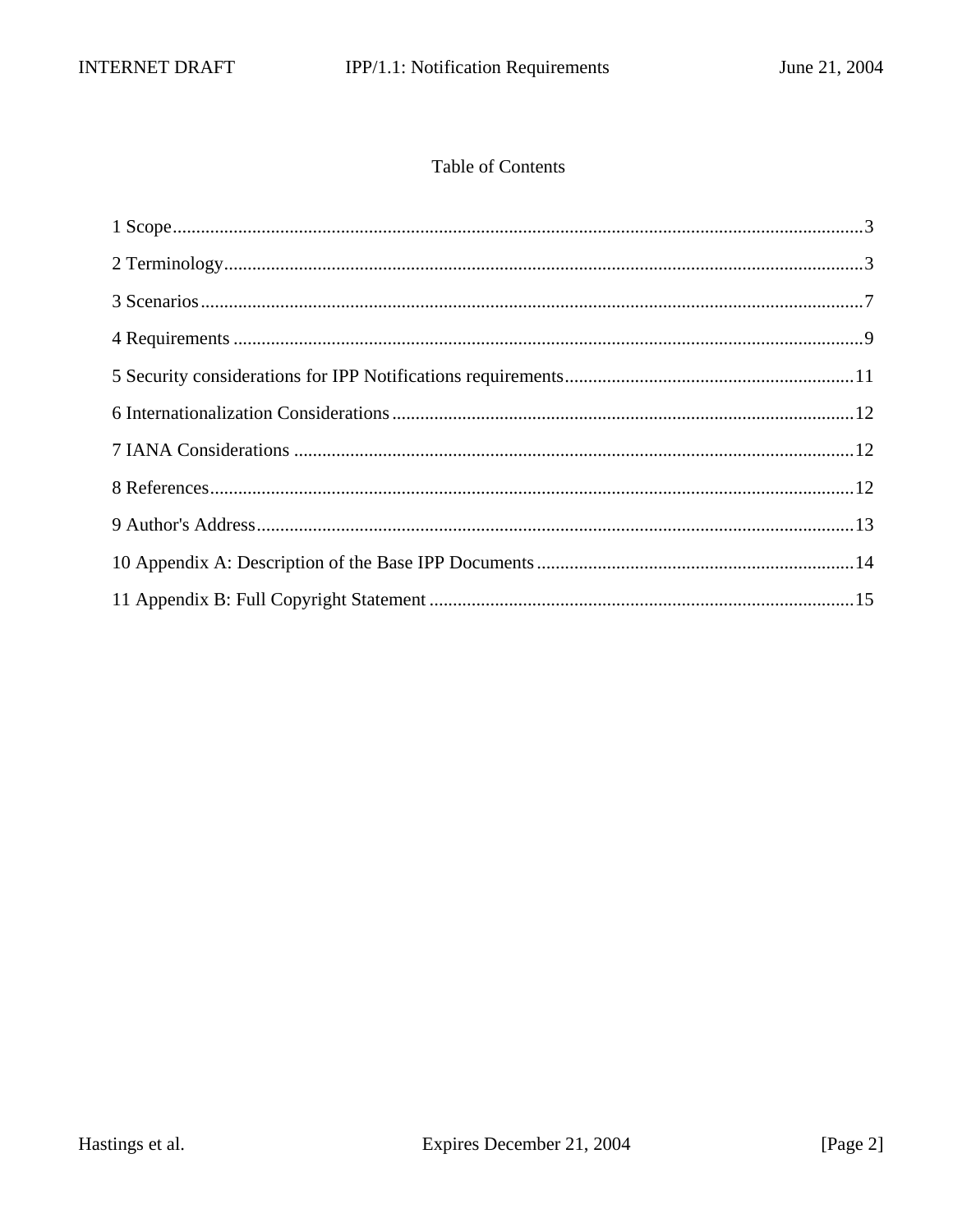# Table of Contents

1 Scope....................................................................................................................................3

2 Terminology.........................................................................................................................3

3 Scenarios..............................................................................................................................7

4 Requirements .......................................................................................................................9

5 Security considerations for IPP Notifications requirements.............................................................11

6 Internationalization Considerations...................................................................................12

7 IANA Considerations ........................................................................................................12

8 References...........................................................................................................................12

9 Author's Address.................................................................................................................13

10 Appendix A: Description of the Base IPP Documents....................................................................14

11 Appendix B: Full Copyright Statement...........................................................................15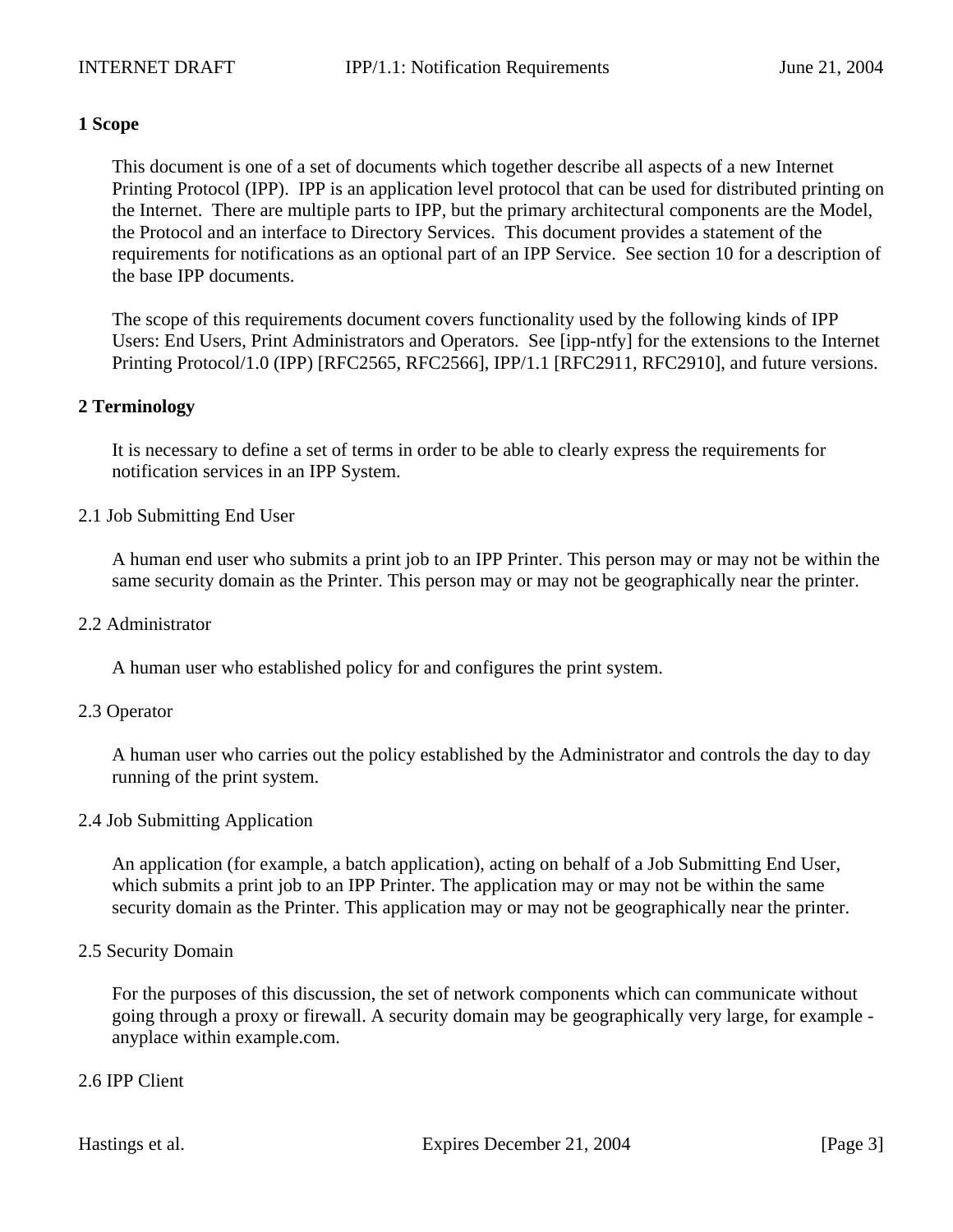## 1 Scope

This document is one of a set of documents which together describe all aspects of a new Internet Printing Protocol (IPP). IPP is an application level protocol that can be used for distributed printing on the Internet. There are multiple parts to IPP, but the primary architectural components are the Model, the Protocol and an interface to Directory Services. This document provides a statement of the requirements for notifications as an optional part of an IPP Service. See section 10 for a description of the base IPP documents.

The scope of this requirements document covers functionality used by the following kinds of IPP Users: End Users, Print Administrators and Operators. See [ipp-ntfy] for the extensions to the Internet Printing Protocol/1.0 (IPP) [RFC2565, RFC2566], IPP/1.1 [RFC2911, RFC2910], and future versions.

## 2 Terminology

It is necessary to define a set of terms in order to be able to clearly express the requirements for notification services in an IPP System.

### 2.1 Job Submitting End User

A human end user who submits a print job to an IPP Printer. This person may or may not be within the same security domain as the Printer. This person may or may not be geographically near the printer.

### 2.2 Administrator

A human user who established policy for and configures the print system.

### 2.3 Operator

A human user who carries out the policy established by the Administrator and controls the day to day running of the print system.

### 2.4 Job Submitting Application

An application (for example, a batch application), acting on behalf of a Job Submitting End User, which submits a print job to an IPP Printer. The application may or may not be within the same security domain as the Printer. This application may or may not be geographically near the printer.

### 2.5 Security Domain

For the purposes of this discussion, the set of network components which can communicate without going through a proxy or firewall. A security domain may be geographically very large, for example - anyplace within example.com.

### 2.6 IPP Client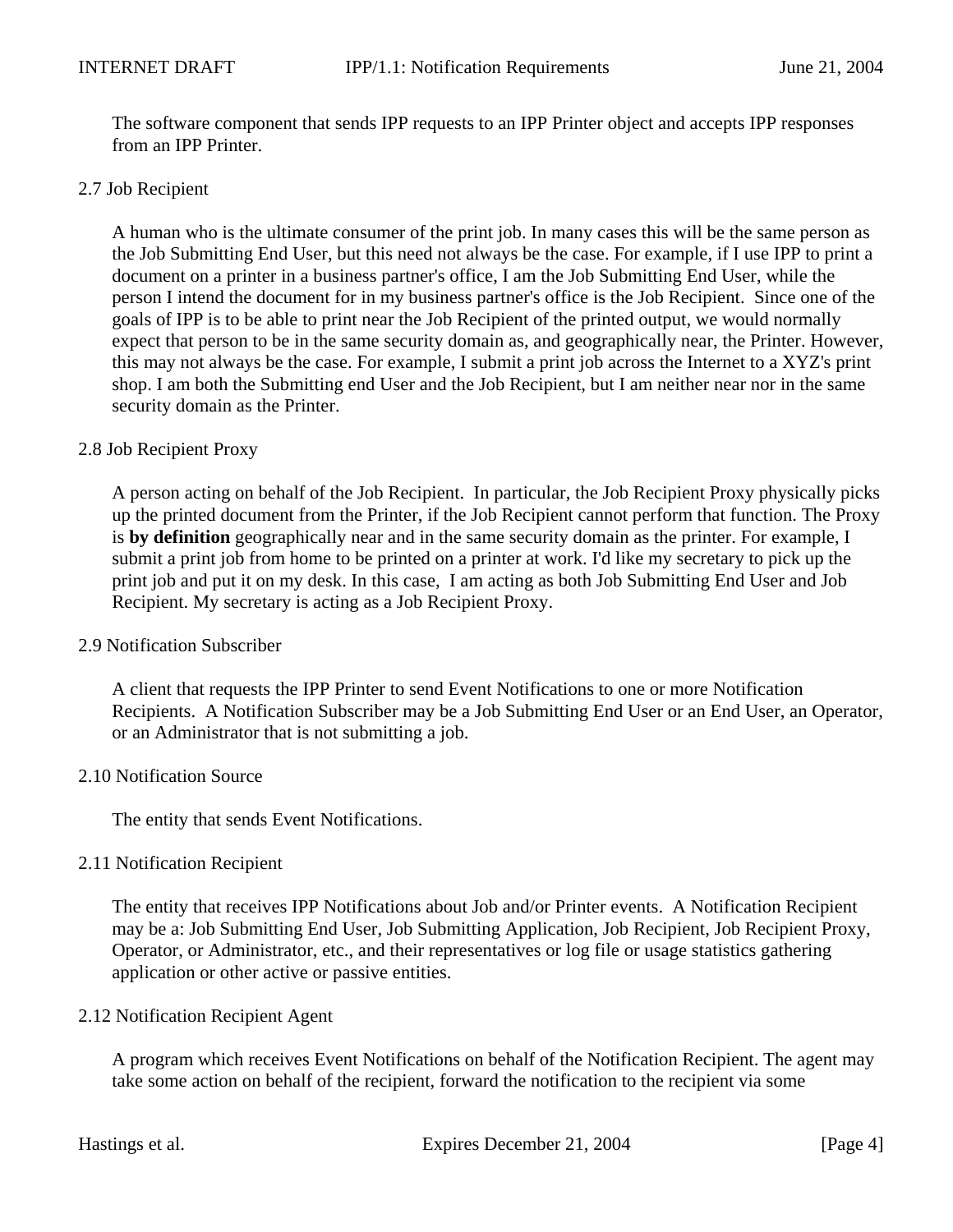The software component that sends IPP requests to an IPP Printer object and accepts IPP responses from an IPP Printer.

## 2.7 Job Recipient

A human who is the ultimate consumer of the print job. In many cases this will be the same person as the Job Submitting End User, but this need not always be the case. For example, if I use IPP to print a document on a printer in a business partner's office, I am the Job Submitting End User, while the person I intend the document for in my business partner's office is the Job Recipient. Since one of the goals of IPP is to be able to print near the Job Recipient of the printed output, we would normally expect that person to be in the same security domain as, and geographically near, the Printer. However, this may not always be the case. For example, I submit a print job across the Internet to a XYZ's print shop. I am both the Submitting end User and the Job Recipient, but I am neither near nor in the same security domain as the Printer.

## 2.8 Job Recipient Proxy

A person acting on behalf of the Job Recipient. In particular, the Job Recipient Proxy physically picks up the printed document from the Printer, if the Job Recipient cannot perform that function. The Proxy is **by definition** geographically near and in the same security domain as the printer. For example, I submit a print job from home to be printed on a printer at work. I'd like my secretary to pick up the print job and put it on my desk. In this case, I am acting as both Job Submitting End User and Job Recipient. My secretary is acting as a Job Recipient Proxy.

## 2.9 Notification Subscriber

A client that requests the IPP Printer to send Event Notifications to one or more Notification Recipients. A Notification Subscriber may be a Job Submitting End User or an End User, an Operator, or an Administrator that is not submitting a job.

## 2.10 Notification Source

The entity that sends Event Notifications.

## 2.11 Notification Recipient

The entity that receives IPP Notifications about Job and/or Printer events. A Notification Recipient may be a: Job Submitting End User, Job Submitting Application, Job Recipient, Job Recipient Proxy, Operator, or Administrator, etc., and their representatives or log file or usage statistics gathering application or other active or passive entities.

## 2.12 Notification Recipient Agent

A program which receives Event Notifications on behalf of the Notification Recipient. The agent may take some action on behalf of the recipient, forward the notification to the recipient via some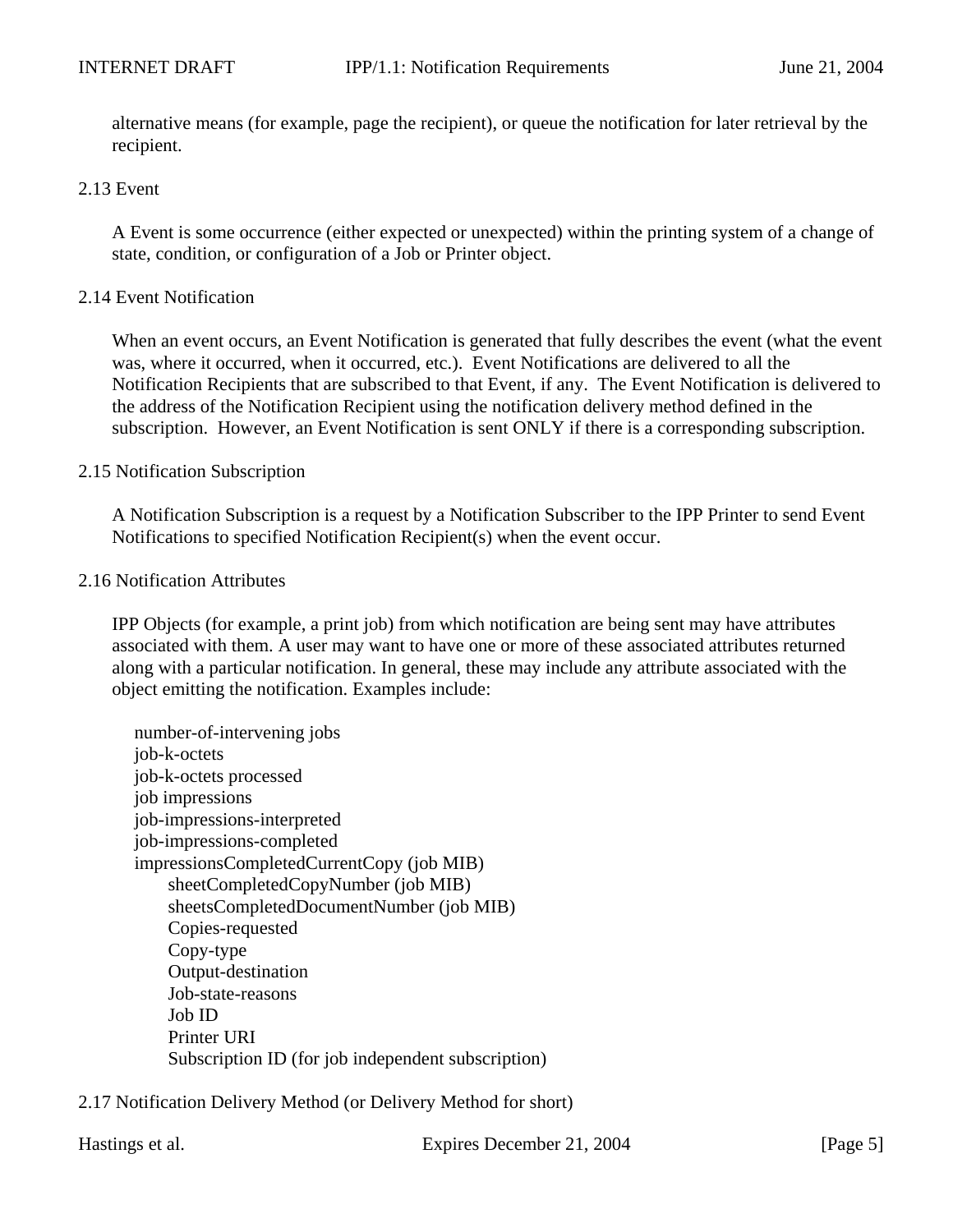alternative means (for example, page the recipient), or queue the notification for later retrieval by the recipient.

## 2.13 Event

A Event is some occurrence (either expected or unexpected) within the printing system of a change of state, condition, or configuration of a Job or Printer object.

## 2.14 Event Notification

When an event occurs, an Event Notification is generated that fully describes the event (what the event was, where it occurred, when it occurred, etc.). Event Notifications are delivered to all the Notification Recipients that are subscribed to that Event, if any. The Event Notification is delivered to the address of the Notification Recipient using the notification delivery method defined in the subscription. However, an Event Notification is sent ONLY if there is a corresponding subscription.

## 2.15 Notification Subscription

A Notification Subscription is a request by a Notification Subscriber to the IPP Printer to send Event Notifications to specified Notification Recipient(s) when the event occur.

## 2.16 Notification Attributes

IPP Objects (for example, a print job) from which notification are being sent may have attributes associated with them. A user may want to have one or more of these associated attributes returned along with a particular notification. In general, these may include any attribute associated with the object emitting the notification. Examples include:

- number-of-intervening jobs
- job-k-octets
- job-k-octets processed
- job impressions
- job-impressions-interpreted
- job-impressions-completed
- impressionsCompletedCurrentCopy (job MIB)
  - sheetCompletedCopyNumber (job MIB)
  - sheetsCompletedDocumentNumber (job MIB)
  - Copies-requested
  - Copy-type
  - Output-destination
  - Job-state-reasons
  - Job ID
  - Printer URI
  - Subscription ID (for job independent subscription)

## 2.17 Notification Delivery Method (or Delivery Method for short)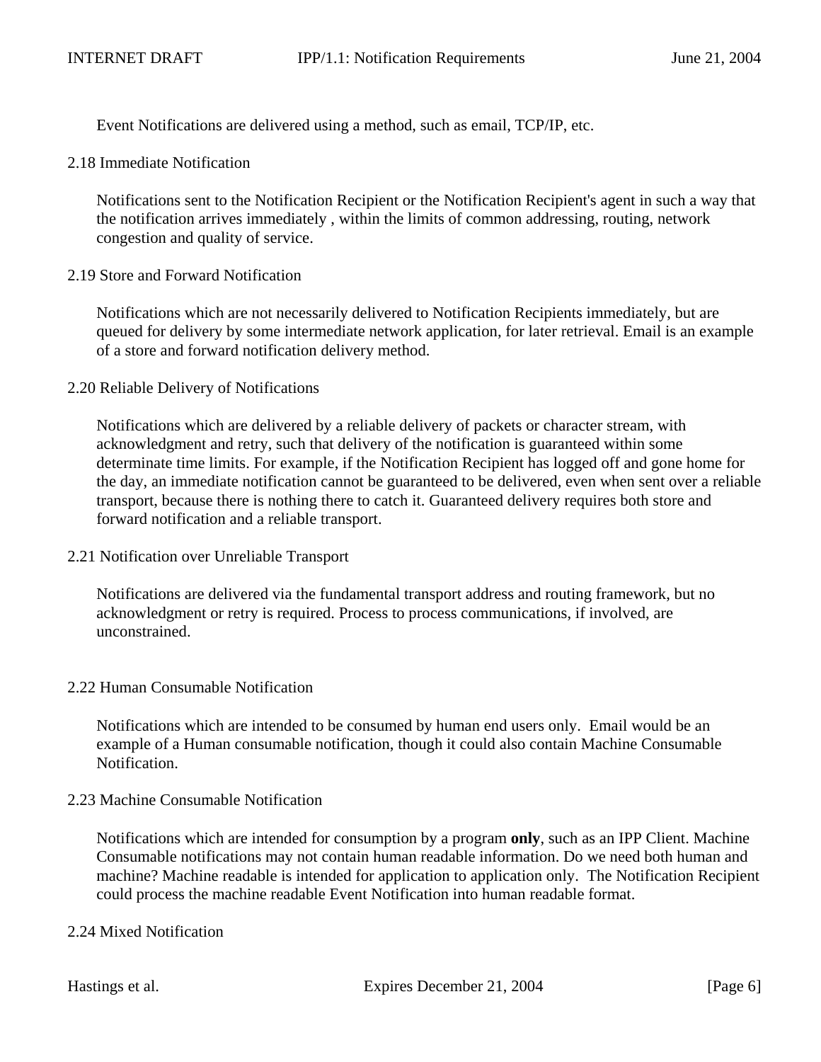Event Notifications are delivered using a method, such as email, TCP/IP, etc.

### 2.18 Immediate Notification

Notifications sent to the Notification Recipient or the Notification Recipient's agent in such a way that the notification arrives immediately , within the limits of common addressing, routing, network congestion and quality of service.

### 2.19 Store and Forward Notification

Notifications which are not necessarily delivered to Notification Recipients immediately, but are queued for delivery by some intermediate network application, for later retrieval. Email is an example of a store and forward notification delivery method.

### 2.20 Reliable Delivery of Notifications

Notifications which are delivered by a reliable delivery of packets or character stream, with acknowledgment and retry, such that delivery of the notification is guaranteed within some determinate time limits. For example, if the Notification Recipient has logged off and gone home for the day, an immediate notification cannot be guaranteed to be delivered, even when sent over a reliable transport, because there is nothing there to catch it. Guaranteed delivery requires both store and forward notification and a reliable transport.

### 2.21 Notification over Unreliable Transport

Notifications are delivered via the fundamental transport address and routing framework, but no acknowledgment or retry is required. Process to process communications, if involved, are unconstrained.

### 2.22 Human Consumable Notification

Notifications which are intended to be consumed by human end users only.  Email would be an example of a Human consumable notification, though it could also contain Machine Consumable Notification.

### 2.23 Machine Consumable Notification

Notifications which are intended for consumption by a program **only**, such as an IPP Client. Machine Consumable notifications may not contain human readable information. Do we need both human and machine? Machine readable is intended for application to application only.  The Notification Recipient could process the machine readable Event Notification into human readable format.

### 2.24 Mixed Notification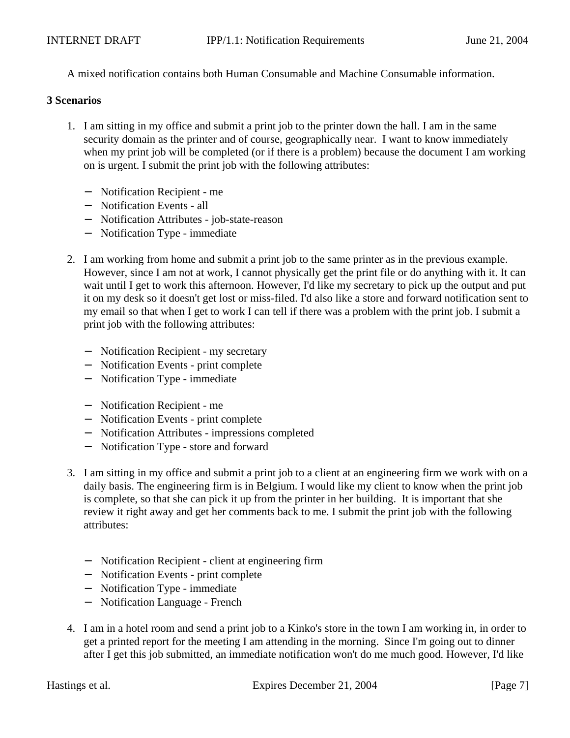A mixed notification contains both Human Consumable and Machine Consumable information.

## 3 Scenarios

1. I am sitting in my office and submit a print job to the printer down the hall. I am in the same security domain as the printer and of course, geographically near. I want to know immediately when my print job will be completed (or if there is a problem) because the document I am working on is urgent. I submit the print job with the following attributes:

   - Notification Recipient - me
   - Notification Events - all
   - Notification Attributes - job-state-reason
   - Notification Type - immediate

2. I am working from home and submit a print job to the same printer as in the previous example. However, since I am not at work, I cannot physically get the print file or do anything with it. It can wait until I get to work this afternoon. However, I'd like my secretary to pick up the output and put it on my desk so it doesn't get lost or miss-filed. I'd also like a store and forward notification sent to my email so that when I get to work I can tell if there was a problem with the print job. I submit a print job with the following attributes:

   - Notification Recipient - my secretary
   - Notification Events - print complete
   - Notification Type - immediate

   - Notification Recipient - me
   - Notification Events - print complete
   - Notification Attributes - impressions completed
   - Notification Type - store and forward

3. I am sitting in my office and submit a print job to a client at an engineering firm we work with on a daily basis. The engineering firm is in Belgium. I would like my client to know when the print job is complete, so that she can pick it up from the printer in her building. It is important that she review it right away and get her comments back to me. I submit the print job with the following attributes:

   - Notification Recipient - client at engineering firm
   - Notification Events - print complete
   - Notification Type - immediate
   - Notification Language - French

4. I am in a hotel room and send a print job to a Kinko's store in the town I am working in, in order to get a printed report for the meeting I am attending in the morning. Since I'm going out to dinner after I get this job submitted, an immediate notification won't do me much good. However, I'd like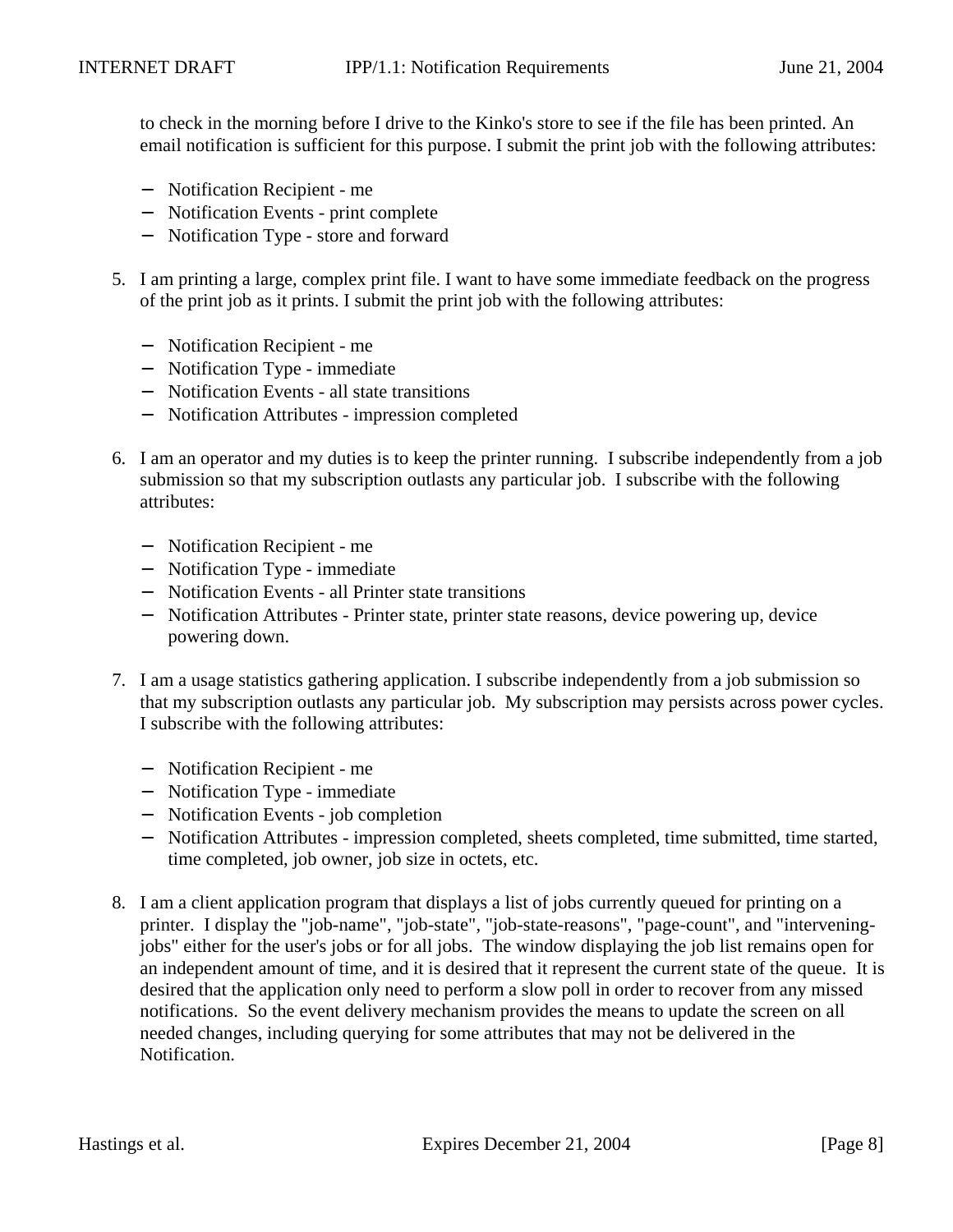to check in the morning before I drive to the Kinko's store to see if the file has been printed. An email notification is sufficient for this purpose. I submit the print job with the following attributes:

- Notification Recipient - me
- Notification Events - print complete
- Notification Type - store and forward

5. I am printing a large, complex print file. I want to have some immediate feedback on the progress of the print job as it prints. I submit the print job with the following attributes:

   - Notification Recipient - me
   - Notification Type - immediate
   - Notification Events - all state transitions
   - Notification Attributes - impression completed

6. I am an operator and my duties is to keep the printer running. I subscribe independently from a job submission so that my subscription outlasts any particular job. I subscribe with the following attributes:

   - Notification Recipient - me
   - Notification Type - immediate
   - Notification Events - all Printer state transitions
   - Notification Attributes - Printer state, printer state reasons, device powering up, device powering down.

7. I am a usage statistics gathering application. I subscribe independently from a job submission so that my subscription outlasts any particular job. My subscription may persists across power cycles. I subscribe with the following attributes:

   - Notification Recipient - me
   - Notification Type - immediate
   - Notification Events - job completion
   - Notification Attributes - impression completed, sheets completed, time submitted, time started, time completed, job owner, job size in octets, etc.

8. I am a client application program that displays a list of jobs currently queued for printing on a printer. I display the "job-name", "job-state", "job-state-reasons", "page-count", and "intervening-jobs" either for the user's jobs or for all jobs. The window displaying the job list remains open for an independent amount of time, and it is desired that it represent the current state of the queue. It is desired that the application only need to perform a slow poll in order to recover from any missed notifications. So the event delivery mechanism provides the means to update the screen on all needed changes, including querying for some attributes that may not be delivered in the Notification.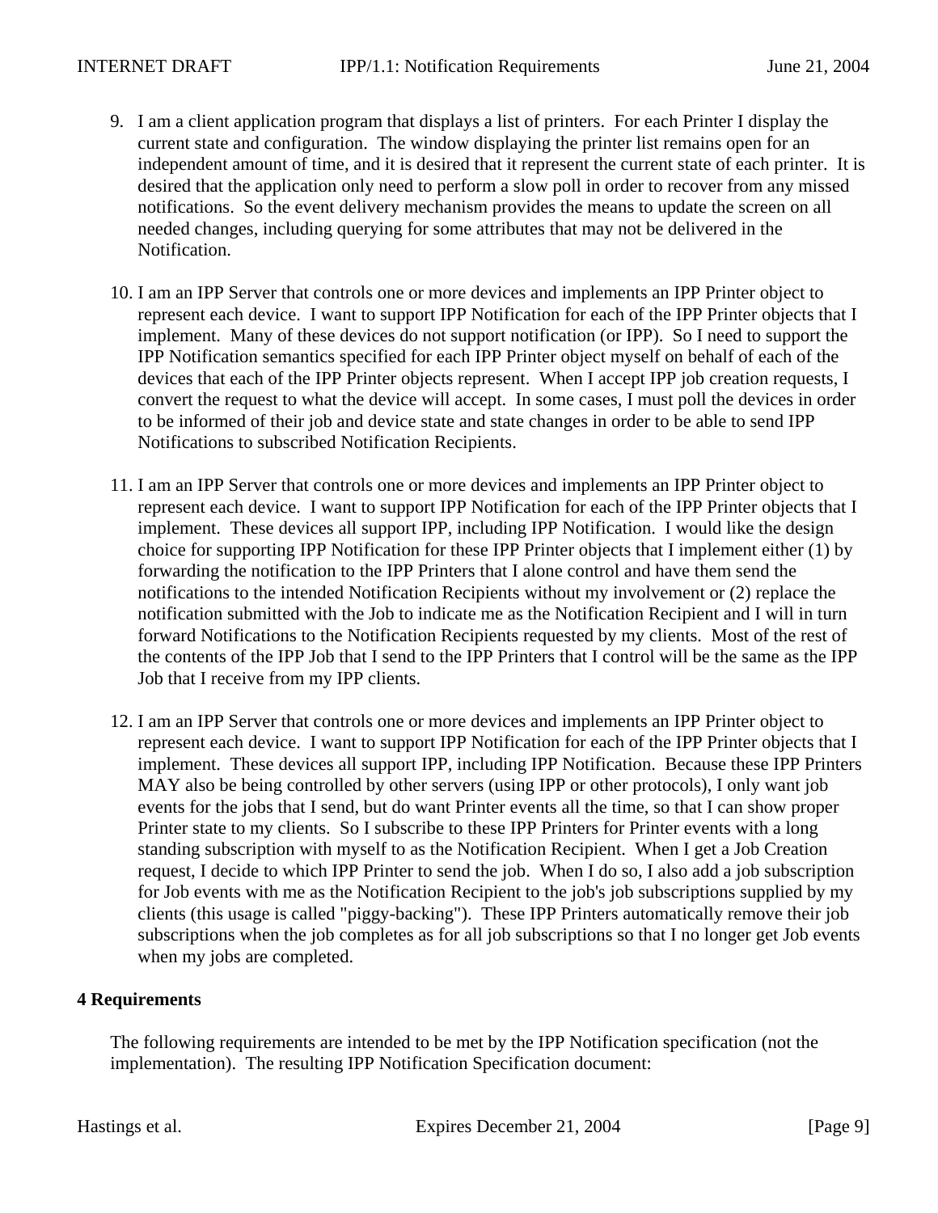9. I am a client application program that displays a list of printers. For each Printer I display the current state and configuration. The window displaying the printer list remains open for an independent amount of time, and it is desired that it represent the current state of each printer. It is desired that the application only need to perform a slow poll in order to recover from any missed notifications. So the event delivery mechanism provides the means to update the screen on all needed changes, including querying for some attributes that may not be delivered in the Notification.

10. I am an IPP Server that controls one or more devices and implements an IPP Printer object to represent each device. I want to support IPP Notification for each of the IPP Printer objects that I implement. Many of these devices do not support notification (or IPP). So I need to support the IPP Notification semantics specified for each IPP Printer object myself on behalf of each of the devices that each of the IPP Printer objects represent. When I accept IPP job creation requests, I convert the request to what the device will accept. In some cases, I must poll the devices in order to be informed of their job and device state and state changes in order to be able to send IPP Notifications to subscribed Notification Recipients.

11. I am an IPP Server that controls one or more devices and implements an IPP Printer object to represent each device. I want to support IPP Notification for each of the IPP Printer objects that I implement. These devices all support IPP, including IPP Notification. I would like the design choice for supporting IPP Notification for these IPP Printer objects that I implement either (1) by forwarding the notification to the IPP Printers that I alone control and have them send the notifications to the intended Notification Recipients without my involvement or (2) replace the notification submitted with the Job to indicate me as the Notification Recipient and I will in turn forward Notifications to the Notification Recipients requested by my clients. Most of the rest of the contents of the IPP Job that I send to the IPP Printers that I control will be the same as the IPP Job that I receive from my IPP clients.

12. I am an IPP Server that controls one or more devices and implements an IPP Printer object to represent each device. I want to support IPP Notification for each of the IPP Printer objects that I implement. These devices all support IPP, including IPP Notification. Because these IPP Printers MAY also be being controlled by other servers (using IPP or other protocols), I only want job events for the jobs that I send, but do want Printer events all the time, so that I can show proper Printer state to my clients. So I subscribe to these IPP Printers for Printer events with a long standing subscription with myself to as the Notification Recipient. When I get a Job Creation request, I decide to which IPP Printer to send the job. When I do so, I also add a job subscription for Job events with me as the Notification Recipient to the job's job subscriptions supplied by my clients (this usage is called "piggy-backing"). These IPP Printers automatically remove their job subscriptions when the job completes as for all job subscriptions so that I no longer get Job events when my jobs are completed.

## 4 Requirements

The following requirements are intended to be met by the IPP Notification specification (not the implementation). The resulting IPP Notification Specification document: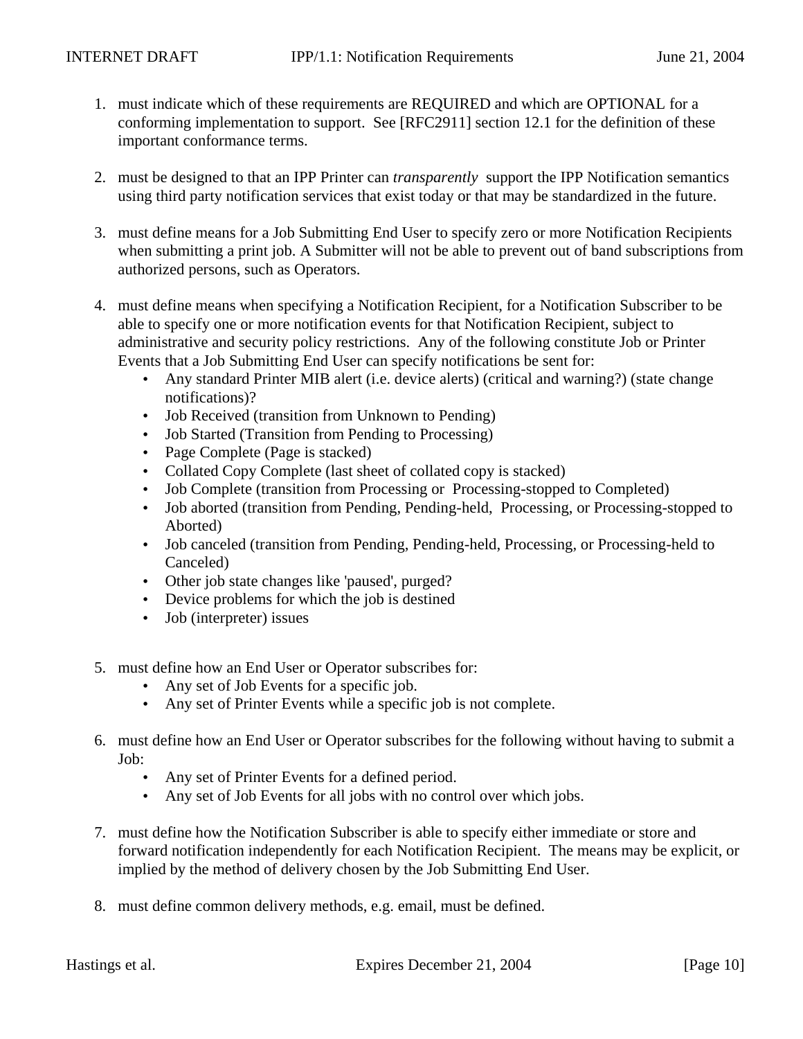1. must indicate which of these requirements are REQUIRED and which are OPTIONAL for a conforming implementation to support. See [RFC2911] section 12.1 for the definition of these important conformance terms.

2. must be designed to that an IPP Printer can *transparently* support the IPP Notification semantics using third party notification services that exist today or that may be standardized in the future.

3. must define means for a Job Submitting End User to specify zero or more Notification Recipients when submitting a print job. A Submitter will not be able to prevent out of band subscriptions from authorized persons, such as Operators.

4. must define means when specifying a Notification Recipient, for a Notification Subscriber to be able to specify one or more notification events for that Notification Recipient, subject to administrative and security policy restrictions. Any of the following constitute Job or Printer Events that a Job Submitting End User can specify notifications be sent for:
   - Any standard Printer MIB alert (i.e. device alerts) (critical and warning?) (state change notifications)?
   - Job Received (transition from Unknown to Pending)
   - Job Started (Transition from Pending to Processing)
   - Page Complete (Page is stacked)
   - Collated Copy Complete (last sheet of collated copy is stacked)
   - Job Complete (transition from Processing or Processing-stopped to Completed)
   - Job aborted (transition from Pending, Pending-held, Processing, or Processing-stopped to Aborted)
   - Job canceled (transition from Pending, Pending-held, Processing, or Processing-held to Canceled)
   - Other job state changes like 'paused', purged?
   - Device problems for which the job is destined
   - Job (interpreter) issues

5. must define how an End User or Operator subscribes for:
   - Any set of Job Events for a specific job.
   - Any set of Printer Events while a specific job is not complete.

6. must define how an End User or Operator subscribes for the following without having to submit a Job:
   - Any set of Printer Events for a defined period.
   - Any set of Job Events for all jobs with no control over which jobs.

7. must define how the Notification Subscriber is able to specify either immediate or store and forward notification independently for each Notification Recipient. The means may be explicit, or implied by the method of delivery chosen by the Job Submitting End User.

8. must define common delivery methods, e.g. email, must be defined.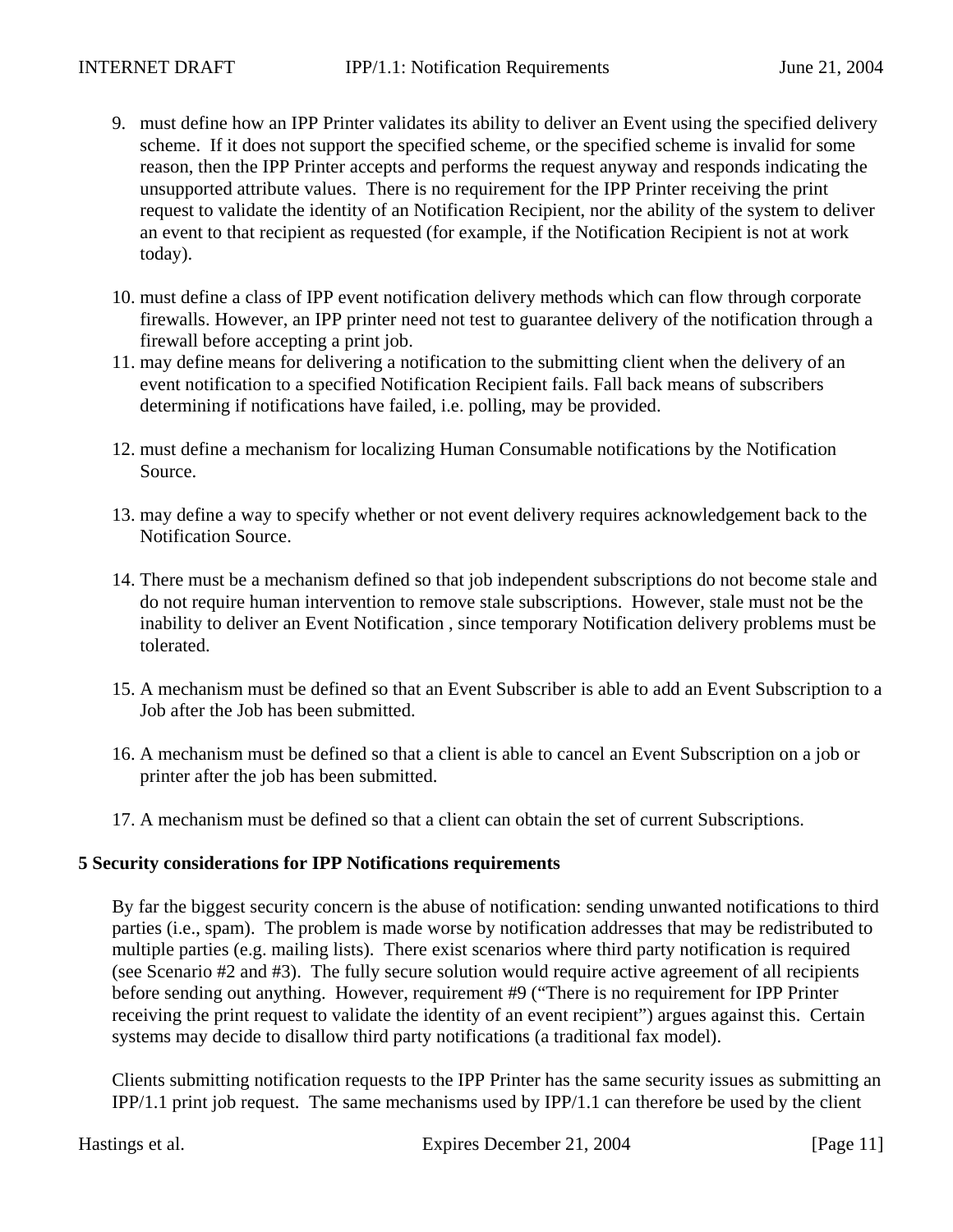9. must define how an IPP Printer validates its ability to deliver an Event using the specified delivery scheme. If it does not support the specified scheme, or the specified scheme is invalid for some reason, then the IPP Printer accepts and performs the request anyway and responds indicating the unsupported attribute values. There is no requirement for the IPP Printer receiving the print request to validate the identity of an Notification Recipient, nor the ability of the system to deliver an event to that recipient as requested (for example, if the Notification Recipient is not at work today).

10. must define a class of IPP event notification delivery methods which can flow through corporate firewalls. However, an IPP printer need not test to guarantee delivery of the notification through a firewall before accepting a print job.

11. may define means for delivering a notification to the submitting client when the delivery of an event notification to a specified Notification Recipient fails. Fall back means of subscribers determining if notifications have failed, i.e. polling, may be provided.

12. must define a mechanism for localizing Human Consumable notifications by the Notification Source.

13. may define a way to specify whether or not event delivery requires acknowledgement back to the Notification Source.

14. There must be a mechanism defined so that job independent subscriptions do not become stale and do not require human intervention to remove stale subscriptions. However, stale must not be the inability to deliver an Event Notification , since temporary Notification delivery problems must be tolerated.

15. A mechanism must be defined so that an Event Subscriber is able to add an Event Subscription to a Job after the Job has been submitted.

16. A mechanism must be defined so that a client is able to cancel an Event Subscription on a job or printer after the job has been submitted.

17. A mechanism must be defined so that a client can obtain the set of current Subscriptions.

## 5 Security considerations for IPP Notifications requirements

By far the biggest security concern is the abuse of notification: sending unwanted notifications to third parties (i.e., spam). The problem is made worse by notification addresses that may be redistributed to multiple parties (e.g. mailing lists). There exist scenarios where third party notification is required (see Scenario #2 and #3). The fully secure solution would require active agreement of all recipients before sending out anything. However, requirement #9 ("There is no requirement for IPP Printer receiving the print request to validate the identity of an event recipient") argues against this. Certain systems may decide to disallow third party notifications (a traditional fax model).

Clients submitting notification requests to the IPP Printer has the same security issues as submitting an IPP/1.1 print job request. The same mechanisms used by IPP/1.1 can therefore be used by the client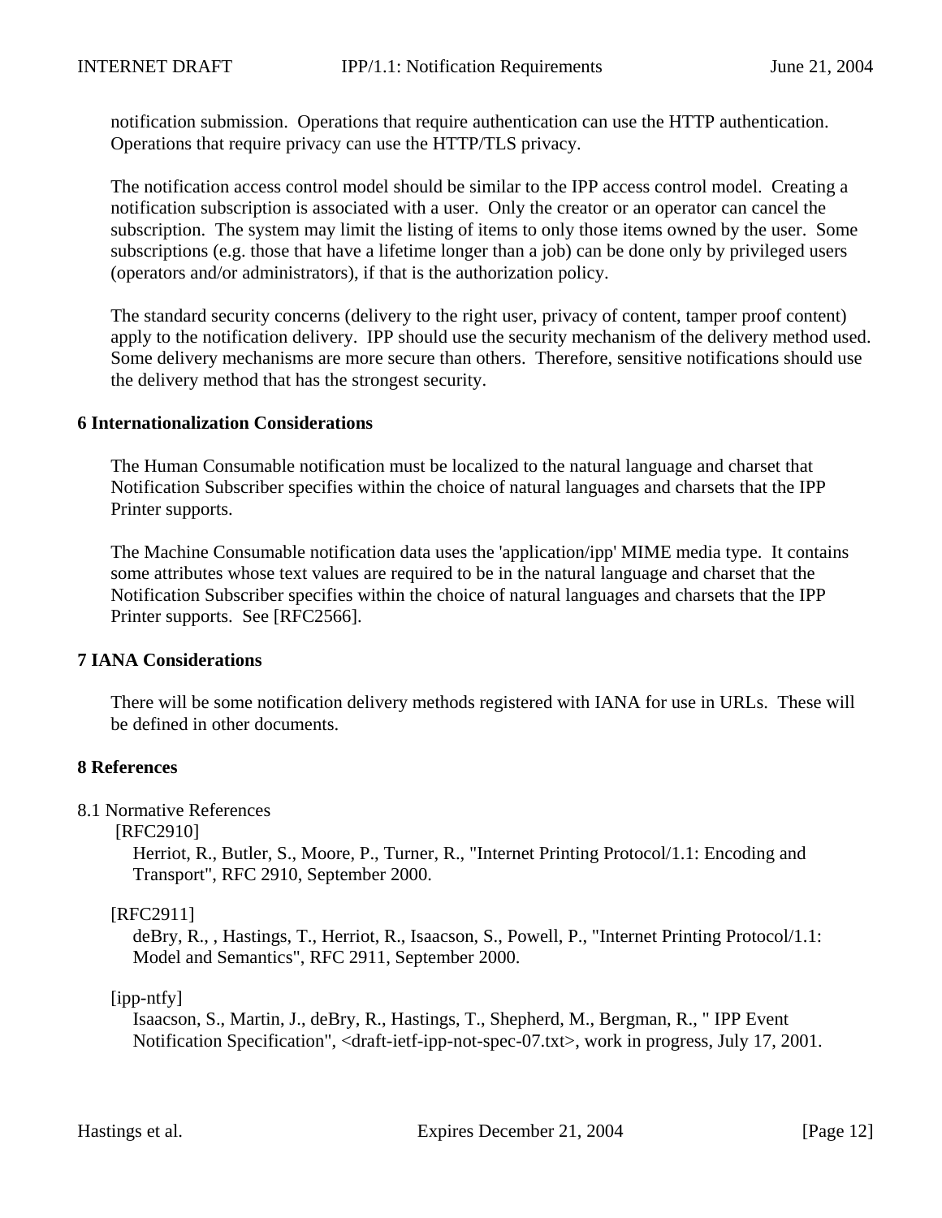notification submission. Operations that require authentication can use the HTTP authentication. Operations that require privacy can use the HTTP/TLS privacy.

The notification access control model should be similar to the IPP access control model. Creating a notification subscription is associated with a user. Only the creator or an operator can cancel the subscription. The system may limit the listing of items to only those items owned by the user. Some subscriptions (e.g. those that have a lifetime longer than a job) can be done only by privileged users (operators and/or administrators), if that is the authorization policy.

The standard security concerns (delivery to the right user, privacy of content, tamper proof content) apply to the notification delivery. IPP should use the security mechanism of the delivery method used. Some delivery mechanisms are more secure than others. Therefore, sensitive notifications should use the delivery method that has the strongest security.

## 6 Internationalization Considerations

The Human Consumable notification must be localized to the natural language and charset that Notification Subscriber specifies within the choice of natural languages and charsets that the IPP Printer supports.

The Machine Consumable notification data uses the 'application/ipp' MIME media type. It contains some attributes whose text values are required to be in the natural language and charset that the Notification Subscriber specifies within the choice of natural languages and charsets that the IPP Printer supports. See [RFC2566].

## 7 IANA Considerations

There will be some notification delivery methods registered with IANA for use in URLs. These will be defined in other documents.

## 8 References

### 8.1 Normative References

[RFC2910]
Herriot, R., Butler, S., Moore, P., Turner, R., "Internet Printing Protocol/1.1: Encoding and Transport", RFC 2910, September 2000.

[RFC2911]
deBry, R., , Hastings, T., Herriot, R., Isaacson, S., Powell, P., "Internet Printing Protocol/1.1: Model and Semantics", RFC 2911, September 2000.

[ipp-ntfy]
Isaacson, S., Martin, J., deBry, R., Hastings, T., Shepherd, M., Bergman, R., " IPP Event Notification Specification", <draft-ietf-ipp-not-spec-07.txt>, work in progress, July 17, 2001.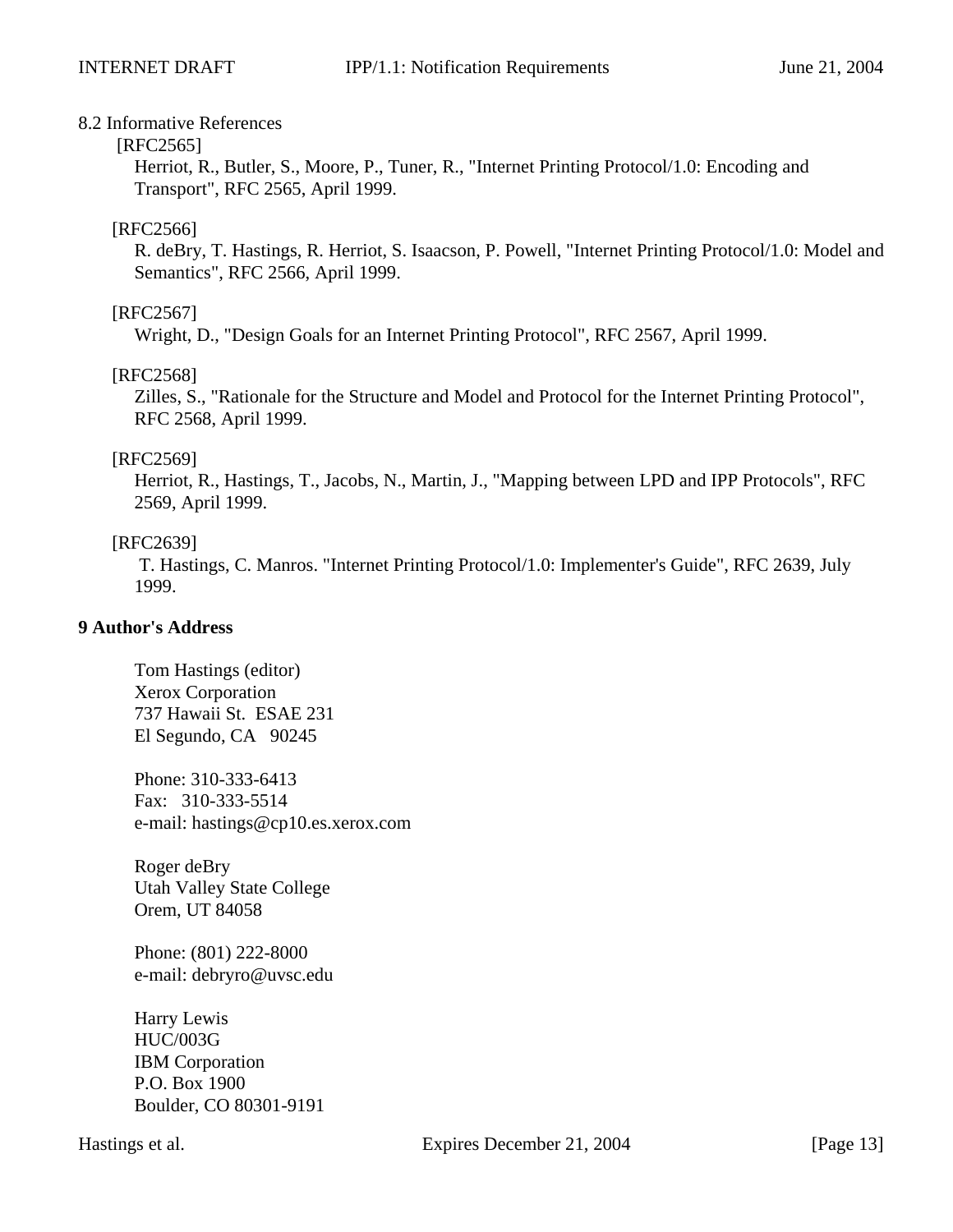### 8.2 Informative References

[RFC2565]
Herriot, R., Butler, S., Moore, P., Tuner, R., "Internet Printing Protocol/1.0: Encoding and Transport", RFC 2565, April 1999.

[RFC2566]
R. deBry, T. Hastings, R. Herriot, S. Isaacson, P. Powell, "Internet Printing Protocol/1.0: Model and Semantics", RFC 2566, April 1999.

[RFC2567]
Wright, D., "Design Goals for an Internet Printing Protocol", RFC 2567, April 1999.

[RFC2568]
Zilles, S., "Rationale for the Structure and Model and Protocol for the Internet Printing Protocol", RFC 2568, April 1999.

[RFC2569]
Herriot, R., Hastings, T., Jacobs, N., Martin, J., "Mapping between LPD and IPP Protocols", RFC 2569, April 1999.

[RFC2639]
T. Hastings, C. Manros. "Internet Printing Protocol/1.0: Implementer's Guide", RFC 2639, July 1999.

## 9 Author's Address

Tom Hastings (editor)
Xerox Corporation
737 Hawaii St. ESAE 231
El Segundo, CA 90245

Phone: 310-333-6413
Fax: 310-333-5514
e-mail: hastings@cp10.es.xerox.com

Roger deBry
Utah Valley State College
Orem, UT 84058

Phone: (801) 222-8000
e-mail: debryro@uvsc.edu

Harry Lewis
HUC/003G
IBM Corporation
P.O. Box 1900
Boulder, CO 80301-9191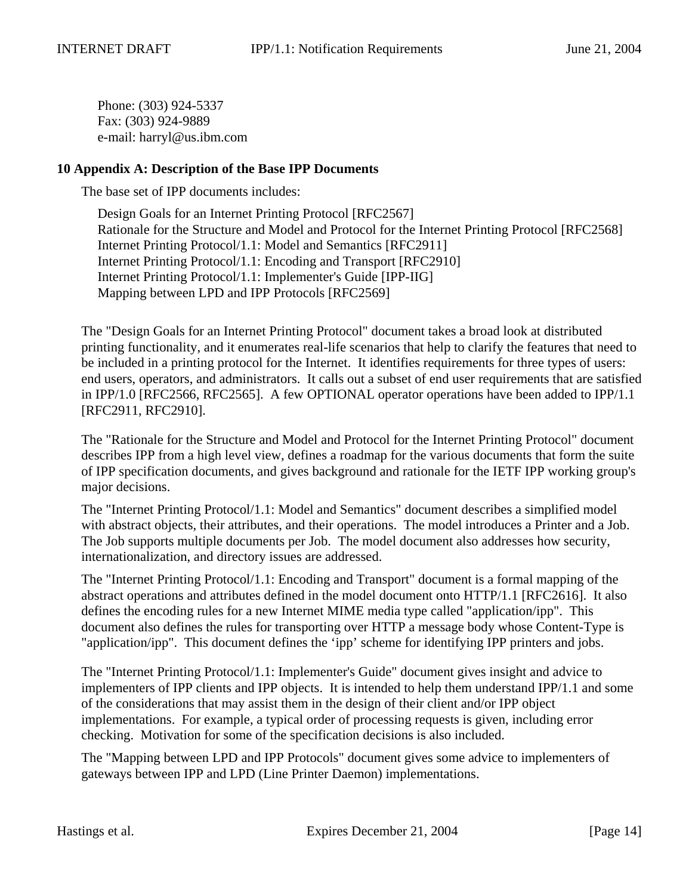Phone: (303) 924-5337
Fax: (303) 924-9889
e-mail: harryl@us.ibm.com

## 10 Appendix A: Description of the Base IPP Documents

The base set of IPP documents includes:

Design Goals for an Internet Printing Protocol [RFC2567]
Rationale for the Structure and Model and Protocol for the Internet Printing Protocol [RFC2568]
Internet Printing Protocol/1.1: Model and Semantics [RFC2911]
Internet Printing Protocol/1.1: Encoding and Transport [RFC2910]
Internet Printing Protocol/1.1: Implementer's Guide [IPP-IIG]
Mapping between LPD and IPP Protocols [RFC2569]

The "Design Goals for an Internet Printing Protocol" document takes a broad look at distributed printing functionality, and it enumerates real-life scenarios that help to clarify the features that need to be included in a printing protocol for the Internet. It identifies requirements for three types of users: end users, operators, and administrators. It calls out a subset of end user requirements that are satisfied in IPP/1.0 [RFC2566, RFC2565]. A few OPTIONAL operator operations have been added to IPP/1.1 [RFC2911, RFC2910].

The "Rationale for the Structure and Model and Protocol for the Internet Printing Protocol" document describes IPP from a high level view, defines a roadmap for the various documents that form the suite of IPP specification documents, and gives background and rationale for the IETF IPP working group's major decisions.

The "Internet Printing Protocol/1.1: Model and Semantics" document describes a simplified model with abstract objects, their attributes, and their operations. The model introduces a Printer and a Job. The Job supports multiple documents per Job. The model document also addresses how security, internationalization, and directory issues are addressed.

The "Internet Printing Protocol/1.1: Encoding and Transport" document is a formal mapping of the abstract operations and attributes defined in the model document onto HTTP/1.1 [RFC2616]. It also defines the encoding rules for a new Internet MIME media type called "application/ipp". This document also defines the rules for transporting over HTTP a message body whose Content-Type is "application/ipp". This document defines the 'ipp' scheme for identifying IPP printers and jobs.

The "Internet Printing Protocol/1.1: Implementer's Guide" document gives insight and advice to implementers of IPP clients and IPP objects. It is intended to help them understand IPP/1.1 and some of the considerations that may assist them in the design of their client and/or IPP object implementations. For example, a typical order of processing requests is given, including error checking. Motivation for some of the specification decisions is also included.

The "Mapping between LPD and IPP Protocols" document gives some advice to implementers of gateways between IPP and LPD (Line Printer Daemon) implementations.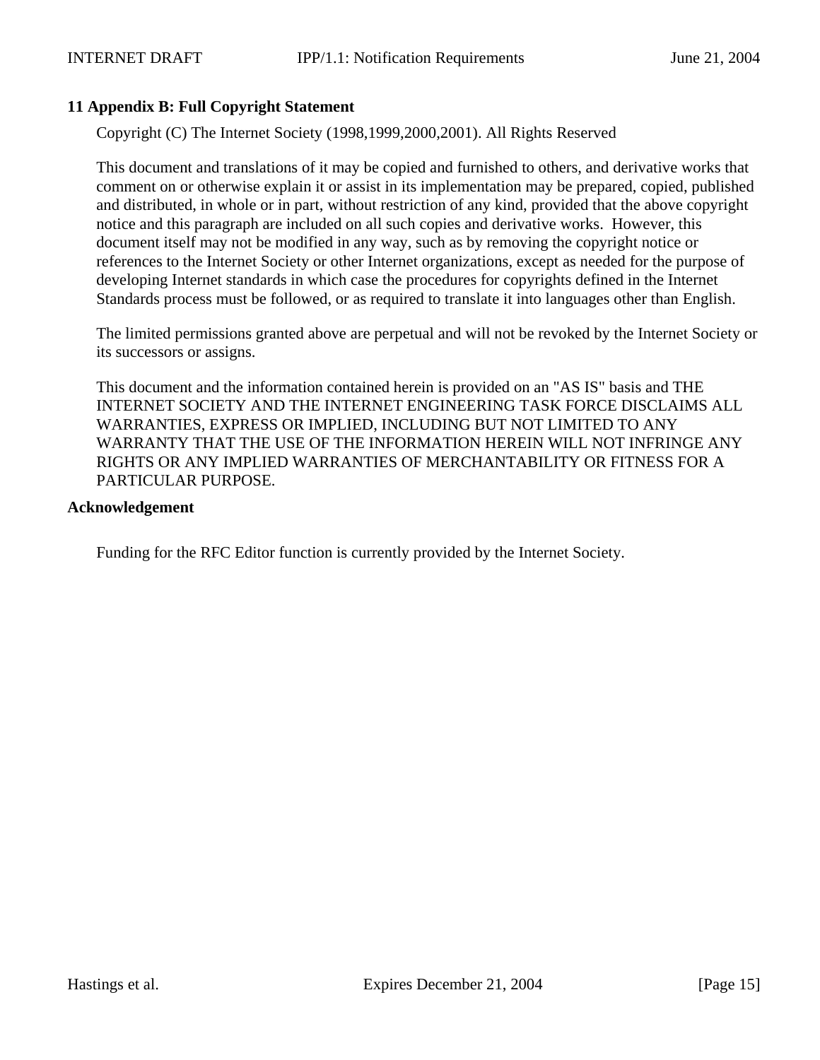## 11 Appendix B: Full Copyright Statement

Copyright (C) The Internet Society (1998,1999,2000,2001). All Rights Reserved

This document and translations of it may be copied and furnished to others, and derivative works that comment on or otherwise explain it or assist in its implementation may be prepared, copied, published and distributed, in whole or in part, without restriction of any kind, provided that the above copyright notice and this paragraph are included on all such copies and derivative works. However, this document itself may not be modified in any way, such as by removing the copyright notice or references to the Internet Society or other Internet organizations, except as needed for the purpose of developing Internet standards in which case the procedures for copyrights defined in the Internet Standards process must be followed, or as required to translate it into languages other than English.

The limited permissions granted above are perpetual and will not be revoked by the Internet Society or its successors or assigns.

This document and the information contained herein is provided on an "AS IS" basis and THE INTERNET SOCIETY AND THE INTERNET ENGINEERING TASK FORCE DISCLAIMS ALL WARRANTIES, EXPRESS OR IMPLIED, INCLUDING BUT NOT LIMITED TO ANY WARRANTY THAT THE USE OF THE INFORMATION HEREIN WILL NOT INFRINGE ANY RIGHTS OR ANY IMPLIED WARRANTIES OF MERCHANTABILITY OR FITNESS FOR A PARTICULAR PURPOSE.

**Acknowledgement**

Funding for the RFC Editor function is currently provided by the Internet Society.